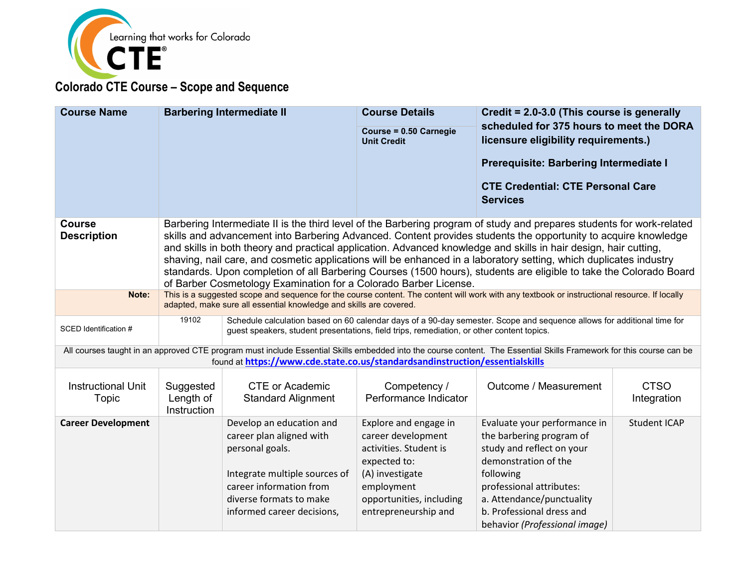Learning that works for Colorado CTE®

## Colorado CTE Course – Scope and Sequence

| **Course Name** | **Barbering Intermediate II** | **Course Details**<br><br>**Course = 0.50 Carnegie Unit Credit** | **Credit = 2.0-3.0 (This course is generally scheduled for 375 hours to meet the DORA licensure eligibility requirements.)**<br><br>**Prerequisite: Barbering Intermediate I**<br><br>**CTE Credential: CTE Personal Care Services** |
|---|---|---|---|
| **Course Description** | Barbering Intermediate II is the third level of the Barbering program of study and prepares students for work-related skills and advancement into Barbering Advanced. Content provides students the opportunity to acquire knowledge and skills in both theory and practical application. Advanced knowledge and skills in hair design, hair cutting, shaving, nail care, and cosmetic applications will be enhanced in a laboratory setting, which duplicates industry standards. Upon completion of all Barbering Courses (1500 hours), students are eligible to take the Colorado Board of Barber Cosmetology Examination for a Colorado Barber License. | | |
| **Note:** | This is a suggested scope and sequence for the course content. The content will work with any textbook or instructional resource. If locally adapted, make sure all essential knowledge and skills are covered. | | |
| SCED Identification # | 19102 | Schedule calculation based on 60 calendar days of a 90-day semester. Scope and sequence allows for additional time for guest speakers, student presentations, field trips, remediation, or other content topics. | |

All courses taught in an approved CTE program must include Essential Skills embedded into the course content. The Essential Skills Framework for this course can be found at **https://www.cde.state.co.us/standardsandinstruction/essentialskills**

| Instructional Unit Topic | Suggested Length of Instruction | CTE or Academic Standard Alignment | Competency / Performance Indicator | Outcome / Measurement | CTSO Integration |
|---|---|---|---|---|---|
| **Career Development** | | Develop an education and career plan aligned with personal goals.<br><br>Integrate multiple sources of career information from diverse formats to make informed career decisions, | Explore and engage in career development activities. Student is expected to:<br>(A) investigate employment opportunities, including entrepreneurship and | Evaluate your performance in the barbering program of study and reflect on your demonstration of the following professional attributes:<br>a. Attendance/punctuality<br>b. Professional dress and behavior *(Professional image)* | Student ICAP |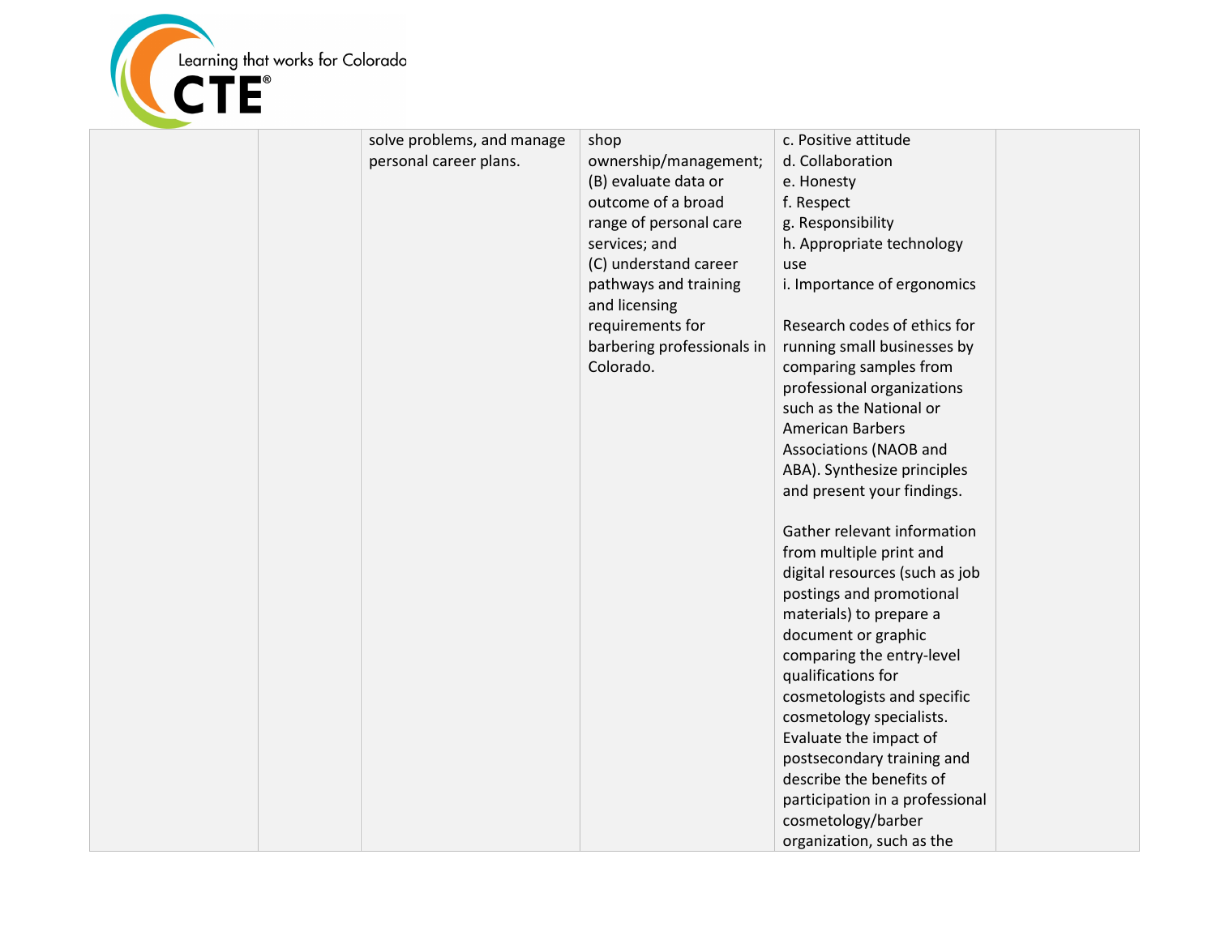| | | | | | |
|---|---|---|---|---|---|
| | | solve problems, and manage personal career plans. | shop ownership/management; (B) evaluate data or outcome of a broad range of personal care services; and (C) understand career pathways and training and licensing requirements for barbering professionals in Colorado. | c. Positive attitude<br>d. Collaboration<br>e. Honesty<br>f. Respect<br>g. Responsibility<br>h. Appropriate technology use<br>i. Importance of ergonomics<br><br>Research codes of ethics for running small businesses by comparing samples from professional organizations such as the National or American Barbers Associations (NAOB and ABA). Synthesize principles and present your findings.<br><br>Gather relevant information from multiple print and digital resources (such as job postings and promotional materials) to prepare a document or graphic comparing the entry-level qualifications for cosmetologists and specific cosmetology specialists. Evaluate the impact of postsecondary training and describe the benefits of participation in a professional cosmetology/barber organization, such as the | |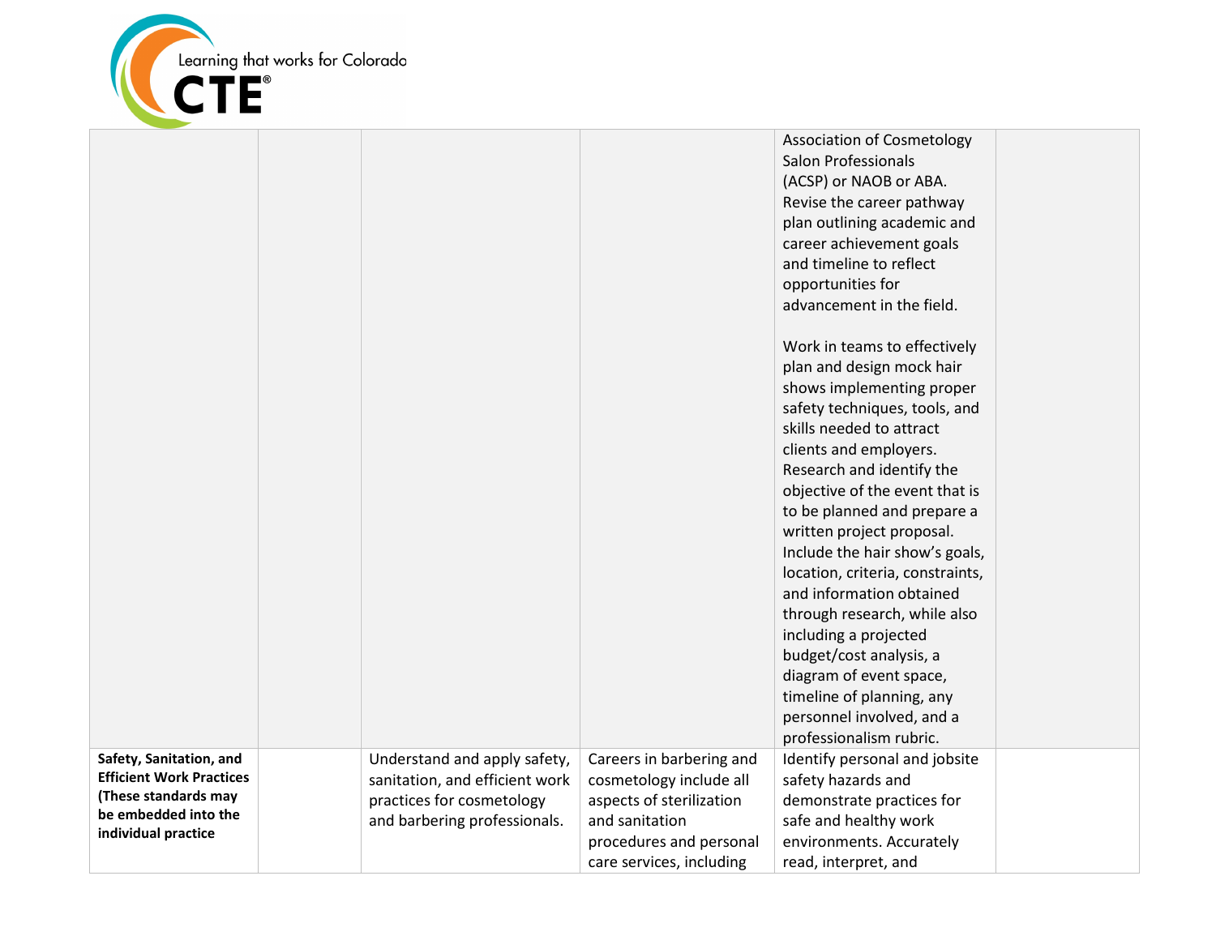| | | | | | |
|---|---|---|---|---|---|
| | | | | Association of Cosmetology Salon Professionals (ACSP) or NAOB or ABA. Revise the career pathway plan outlining academic and career achievement goals and timeline to reflect opportunities for advancement in the field.<br><br>Work in teams to effectively plan and design mock hair shows implementing proper safety techniques, tools, and skills needed to attract clients and employers. Research and identify the objective of the event that is to be planned and prepare a written project proposal. Include the hair show's goals, location, criteria, constraints, and information obtained through research, while also including a projected budget/cost analysis, a diagram of event space, timeline of planning, any personnel involved, and a professionalism rubric. | |
| **Safety, Sanitation, and Efficient Work Practices (These standards may be embedded into the individual practice** | | Understand and apply safety, sanitation, and efficient work practices for cosmetology and barbering professionals. | Careers in barbering and cosmetology include all aspects of sterilization and sanitation procedures and personal care services, including | Identify personal and jobsite safety hazards and demonstrate practices for safe and healthy work environments. Accurately read, interpret, and | |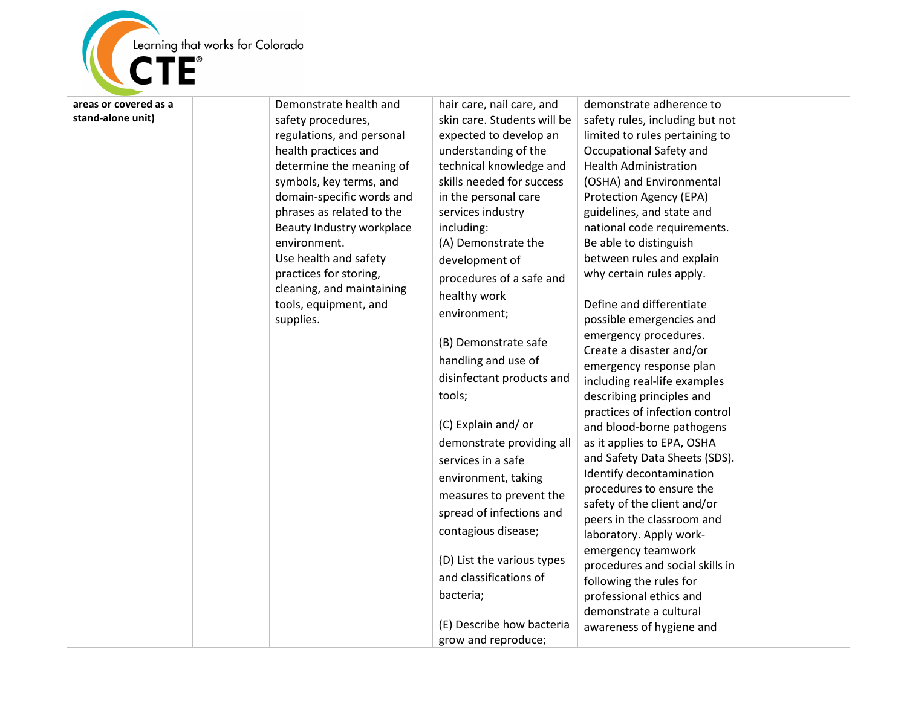| | | | | | |
|---|---|---|---|---|---|
| **areas or covered as a stand-alone unit)** | | Demonstrate health and safety procedures, regulations, and personal health practices and determine the meaning of symbols, key terms, and domain-specific words and phrases as related to the Beauty Industry workplace environment.<br>Use health and safety practices for storing, cleaning, and maintaining tools, equipment, and supplies. | hair care, nail care, and skin care. Students will be expected to develop an understanding of the technical knowledge and skills needed for success in the personal care services industry including:<br>(A) Demonstrate the development of procedures of a safe and healthy work environment;<br><br>(B) Demonstrate safe handling and use of disinfectant products and tools;<br><br>(C) Explain and/ or demonstrate providing all services in a safe environment, taking measures to prevent the spread of infections and contagious disease;<br><br>(D) List the various types and classifications of bacteria;<br><br>(E) Describe how bacteria grow and reproduce; | demonstrate adherence to safety rules, including but not limited to rules pertaining to Occupational Safety and Health Administration (OSHA) and Environmental Protection Agency (EPA) guidelines, and state and national code requirements. Be able to distinguish between rules and explain why certain rules apply.<br><br>Define and differentiate possible emergencies and emergency procedures. Create a disaster and/or emergency response plan including real-life examples describing principles and practices of infection control and blood-borne pathogens as it applies to EPA, OSHA and Safety Data Sheets (SDS). Identify decontamination procedures to ensure the safety of the client and/or peers in the classroom and laboratory. Apply work-emergency teamwork procedures and social skills in following the rules for professional ethics and demonstrate a cultural awareness of hygiene and | |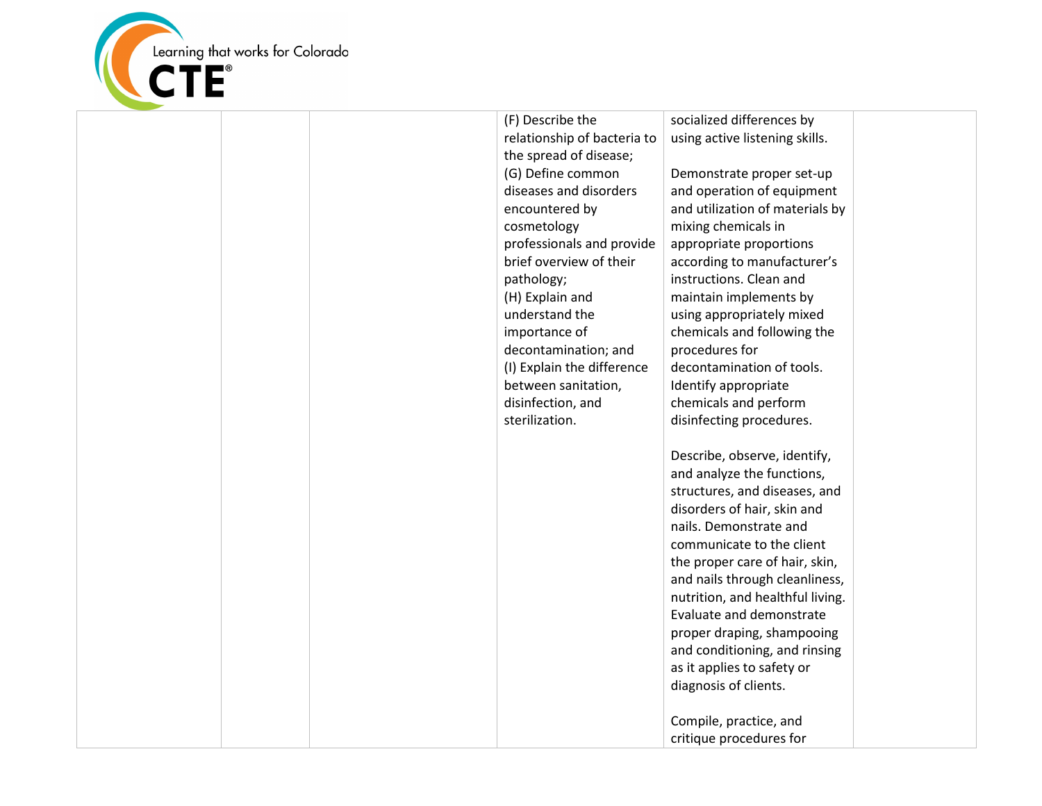| | | | | | |
|---|---|---|---|---|---|
| | | | (F) Describe the relationship of bacteria to the spread of disease;<br>(G) Define common diseases and disorders encountered by cosmetology professionals and provide brief overview of their pathology;<br>(H) Explain and understand the importance of decontamination; and<br>(I) Explain the difference between sanitation, disinfection, and sterilization. | socialized differences by using active listening skills.<br><br>Demonstrate proper set-up and operation of equipment and utilization of materials by mixing chemicals in appropriate proportions according to manufacturer's instructions. Clean and maintain implements by using appropriately mixed chemicals and following the procedures for decontamination of tools. Identify appropriate chemicals and perform disinfecting procedures.<br><br>Describe, observe, identify, and analyze the functions, structures, and diseases, and disorders of hair, skin and nails. Demonstrate and communicate to the client the proper care of hair, skin, and nails through cleanliness, nutrition, and healthful living. Evaluate and demonstrate proper draping, shampooing and conditioning, and rinsing as it applies to safety or diagnosis of clients.<br><br>Compile, practice, and critique procedures for | |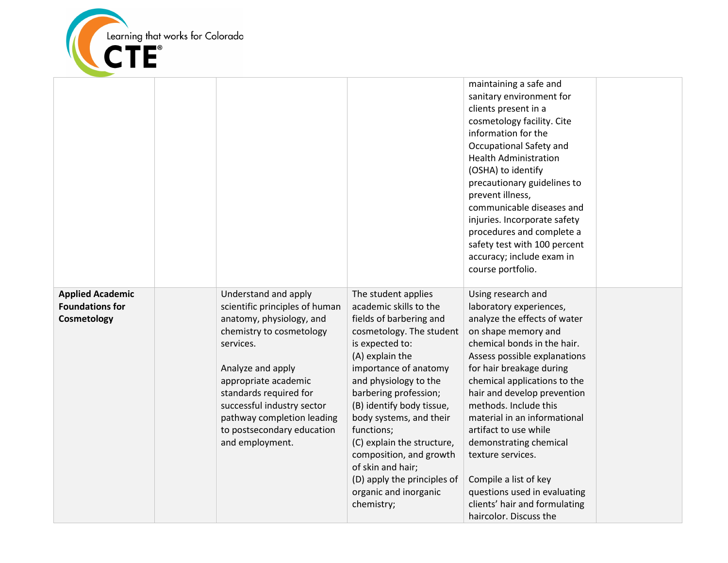| | | | | | |
|---|---|---|---|---|---|
| | | | | maintaining a safe and sanitary environment for clients present in a cosmetology facility. Cite information for the Occupational Safety and Health Administration (OSHA) to identify precautionary guidelines to prevent illness, communicable diseases and injuries. Incorporate safety procedures and complete a safety test with 100 percent accuracy; include exam in course portfolio. | |
| **Applied Academic Foundations for Cosmetology** | | Understand and apply scientific principles of human anatomy, physiology, and chemistry to cosmetology services.<br><br>Analyze and apply appropriate academic standards required for successful industry sector pathway completion leading to postsecondary education and employment. | The student applies academic skills to the fields of barbering and cosmetology. The student is expected to:<br>(A) explain the importance of anatomy and physiology to the barbering profession;<br>(B) identify body tissue, body systems, and their functions;<br>(C) explain the structure, composition, and growth of skin and hair;<br>(D) apply the principles of organic and inorganic chemistry; | Using research and laboratory experiences, analyze the effects of water on shape memory and chemical bonds in the hair. Assess possible explanations for hair breakage during chemical applications to the hair and develop prevention methods. Include this material in an informational artifact to use while demonstrating chemical texture services.<br><br>Compile a list of key questions used in evaluating clients' hair and formulating haircolor. Discuss the | |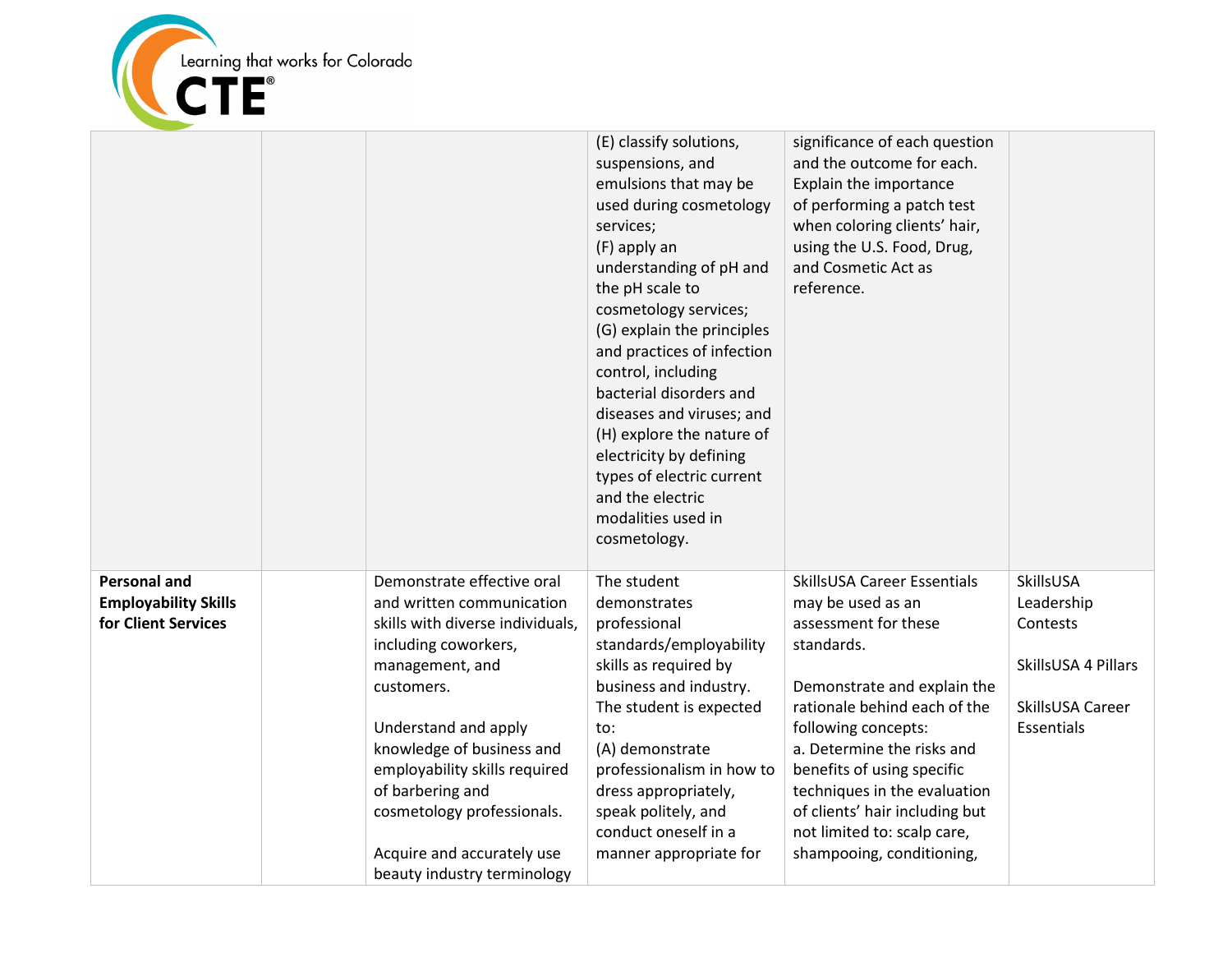| | | | | | |
|---|---|---|---|---|---|
| | | | (E) classify solutions, suspensions, and emulsions that may be used during cosmetology services;<br>(F) apply an understanding of pH and the pH scale to cosmetology services;<br>(G) explain the principles and practices of infection control, including bacterial disorders and diseases and viruses; and<br>(H) explore the nature of electricity by defining types of electric current and the electric modalities used in cosmetology. | significance of each question and the outcome for each. Explain the importance of performing a patch test when coloring clients' hair, using the U.S. Food, Drug, and Cosmetic Act as reference. | |
| **Personal and Employability Skills for Client Services** | | Demonstrate effective oral and written communication skills with diverse individuals, including coworkers, management, and customers.<br><br>Understand and apply knowledge of business and employability skills required of barbering and cosmetology professionals.<br><br>Acquire and accurately use beauty industry terminology | The student demonstrates professional standards/employability skills as required by business and industry. The student is expected to:<br>(A) demonstrate professionalism in how to dress appropriately, speak politely, and conduct oneself in a manner appropriate for | SkillsUSA Career Essentials may be used as an assessment for these standards.<br><br>Demonstrate and explain the rationale behind each of the following concepts:<br>a. Determine the risks and benefits of using specific techniques in the evaluation of clients' hair including but not limited to: scalp care, shampooing, conditioning, | SkillsUSA Leadership Contests<br><br>SkillsUSA 4 Pillars<br><br>SkillsUSA Career Essentials |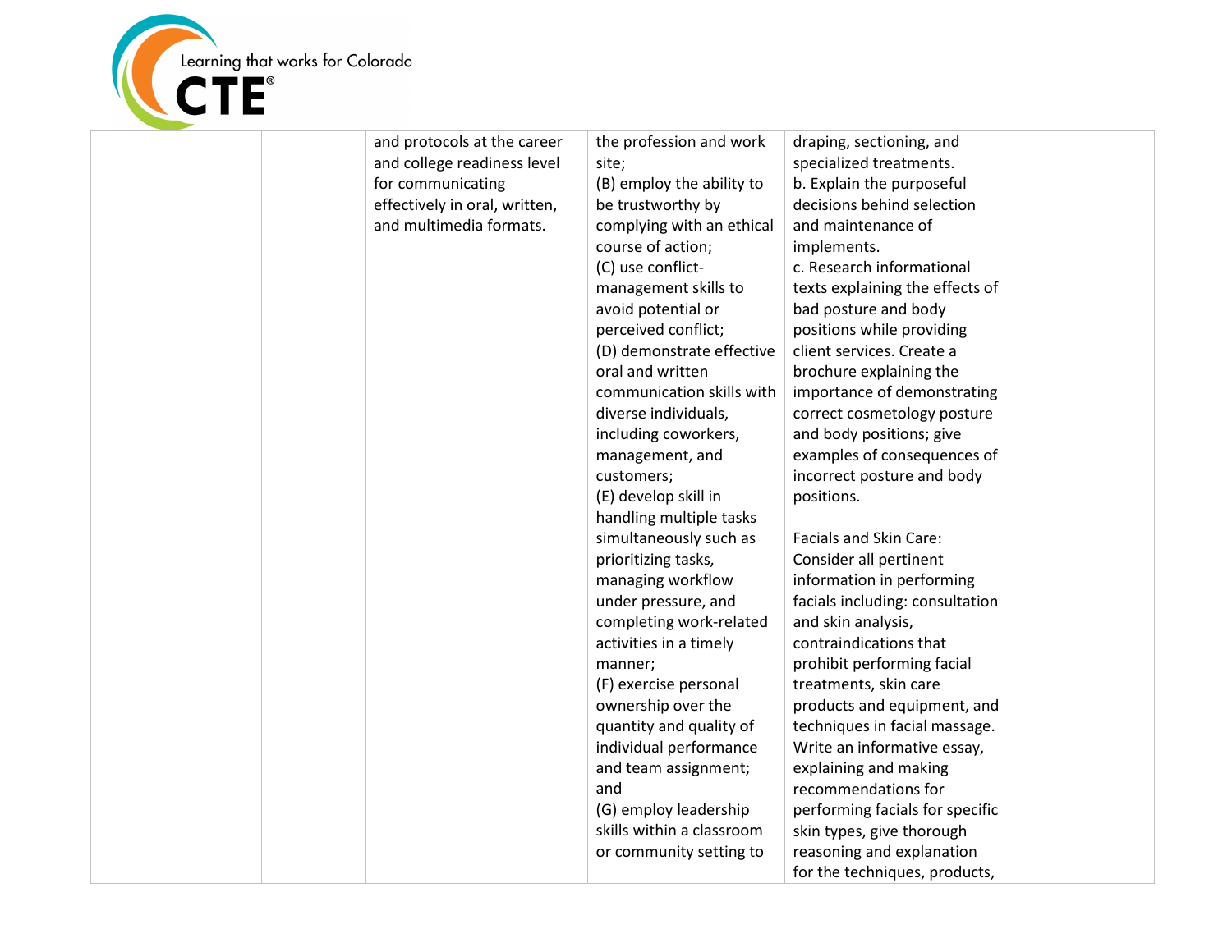| | | | | | |
|---|---|---|---|---|---|
| | | and protocols at the career and college readiness level for communicating effectively in oral, written, and multimedia formats. | the profession and work site;<br>(B) employ the ability to be trustworthy by complying with an ethical course of action;<br>(C) use conflict-management skills to avoid potential or perceived conflict;<br>(D) demonstrate effective oral and written communication skills with diverse individuals, including coworkers, management, and customers;<br>(E) develop skill in handling multiple tasks simultaneously such as prioritizing tasks, managing workflow under pressure, and completing work-related activities in a timely manner;<br>(F) exercise personal ownership over the quantity and quality of individual performance and team assignment; and<br>(G) employ leadership skills within a classroom or community setting to | draping, sectioning, and specialized treatments.<br>b. Explain the purposeful decisions behind selection and maintenance of implements.<br>c. Research informational texts explaining the effects of bad posture and body positions while providing client services. Create a brochure explaining the importance of demonstrating correct cosmetology posture and body positions; give examples of consequences of incorrect posture and body positions.<br><br>Facials and Skin Care: Consider all pertinent information in performing facials including: consultation and skin analysis, contraindications that prohibit performing facial treatments, skin care products and equipment, and techniques in facial massage. Write an informative essay, explaining and making recommendations for performing facials for specific skin types, give thorough reasoning and explanation for the techniques, products, | |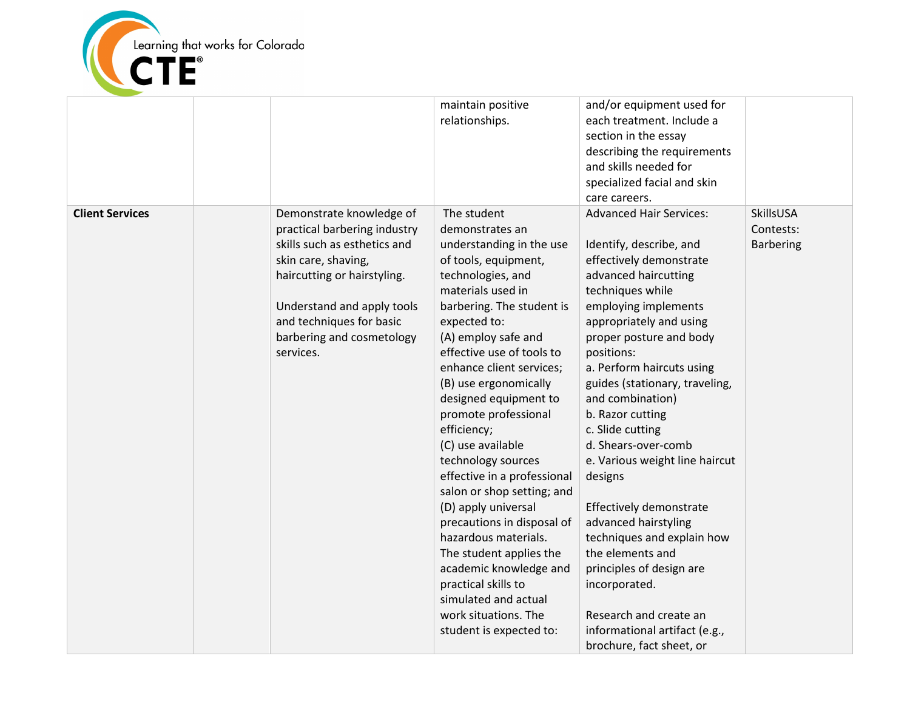| | | | | | |
|---|---|---|---|---|---|
| | | | maintain positive relationships. | and/or equipment used for each treatment. Include a section in the essay describing the requirements and skills needed for specialized facial and skin care careers. | |
| **Client Services** | | Demonstrate knowledge of practical barbering industry skills such as esthetics and skin care, shaving, haircutting or hairstyling.<br><br>Understand and apply tools and techniques for basic barbering and cosmetology services. | The student demonstrates an understanding in the use of tools, equipment, technologies, and materials used in barbering. The student is expected to:<br>(A) employ safe and effective use of tools to enhance client services;<br>(B) use ergonomically designed equipment to promote professional efficiency;<br>(C) use available technology sources effective in a professional salon or shop setting; and<br>(D) apply universal precautions in disposal of hazardous materials.<br>The student applies the academic knowledge and practical skills to simulated and actual work situations. The student is expected to: | Advanced Hair Services:<br><br>Identify, describe, and effectively demonstrate advanced haircutting techniques while employing implements appropriately and using proper posture and body positions:<br>a. Perform haircuts using guides (stationary, traveling, and combination)<br>b. Razor cutting<br>c. Slide cutting<br>d. Shears-over-comb<br>e. Various weight line haircut designs<br><br>Effectively demonstrate advanced hairstyling techniques and explain how the elements and principles of design are incorporated.<br><br>Research and create an informational artifact (e.g., brochure, fact sheet, or | SkillsUSA Contests: Barbering |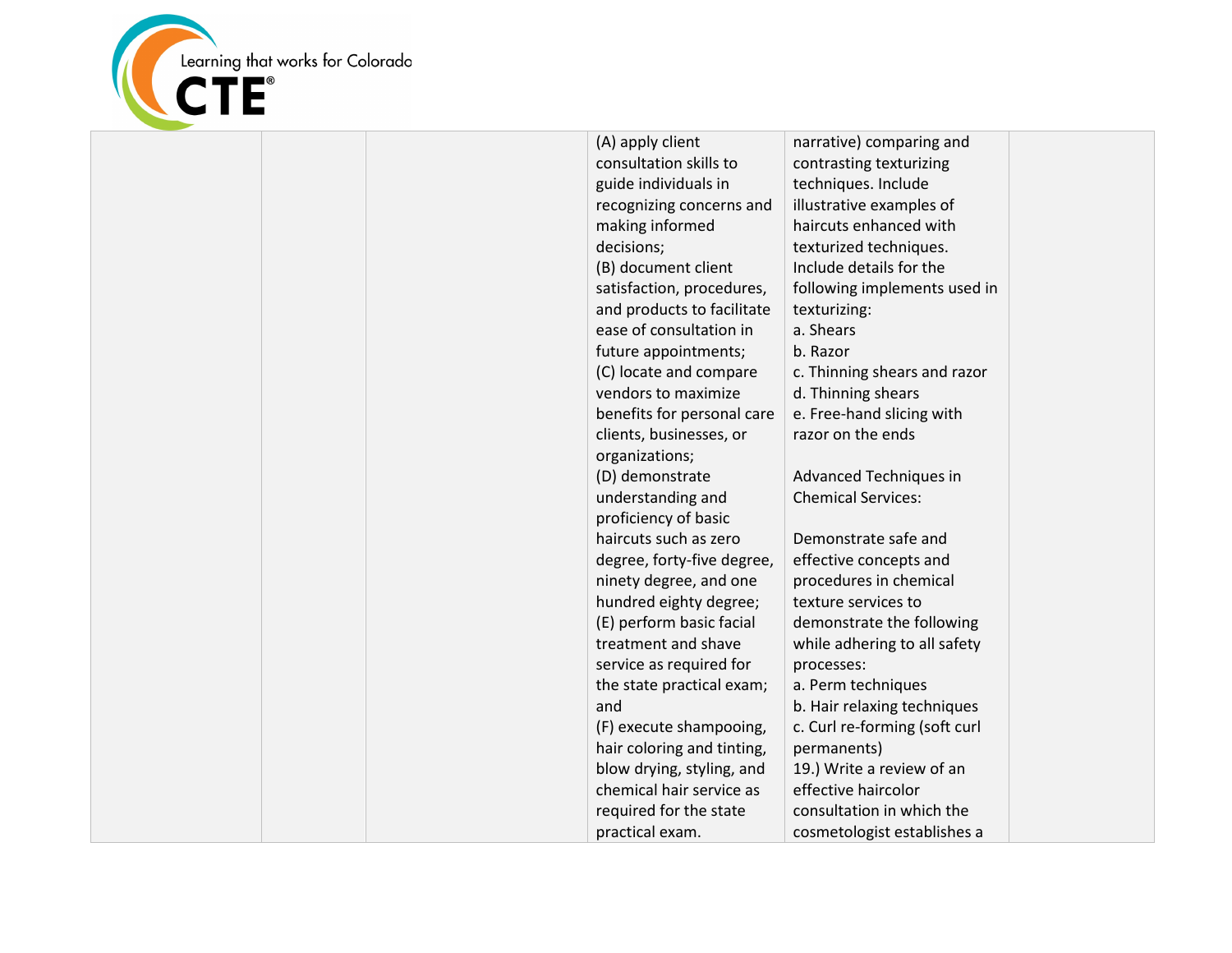| | | | | | |
|---|---|---|---|---|---|
| | | | (A) apply client consultation skills to guide individuals in recognizing concerns and making informed decisions;<br>(B) document client satisfaction, procedures, and products to facilitate ease of consultation in future appointments;<br>(C) locate and compare vendors to maximize benefits for personal care clients, businesses, or organizations;<br>(D) demonstrate understanding and proficiency of basic haircuts such as zero degree, forty-five degree, ninety degree, and one hundred eighty degree;<br>(E) perform basic facial treatment and shave service as required for the state practical exam; and<br>(F) execute shampooing, hair coloring and tinting, blow drying, styling, and chemical hair service as required for the state practical exam. | narrative) comparing and contrasting texturizing techniques. Include illustrative examples of haircuts enhanced with texturized techniques. Include details for the following implements used in texturizing:<br>a. Shears<br>b. Razor<br>c. Thinning shears and razor<br>d. Thinning shears<br>e. Free-hand slicing with razor on the ends<br><br>Advanced Techniques in Chemical Services:<br><br>Demonstrate safe and effective concepts and procedures in chemical texture services to demonstrate the following while adhering to all safety processes:<br>a. Perm techniques<br>b. Hair relaxing techniques<br>c. Curl re-forming (soft curl permanents)<br>19.) Write a review of an effective haircolor consultation in which the cosmetologist establishes a | |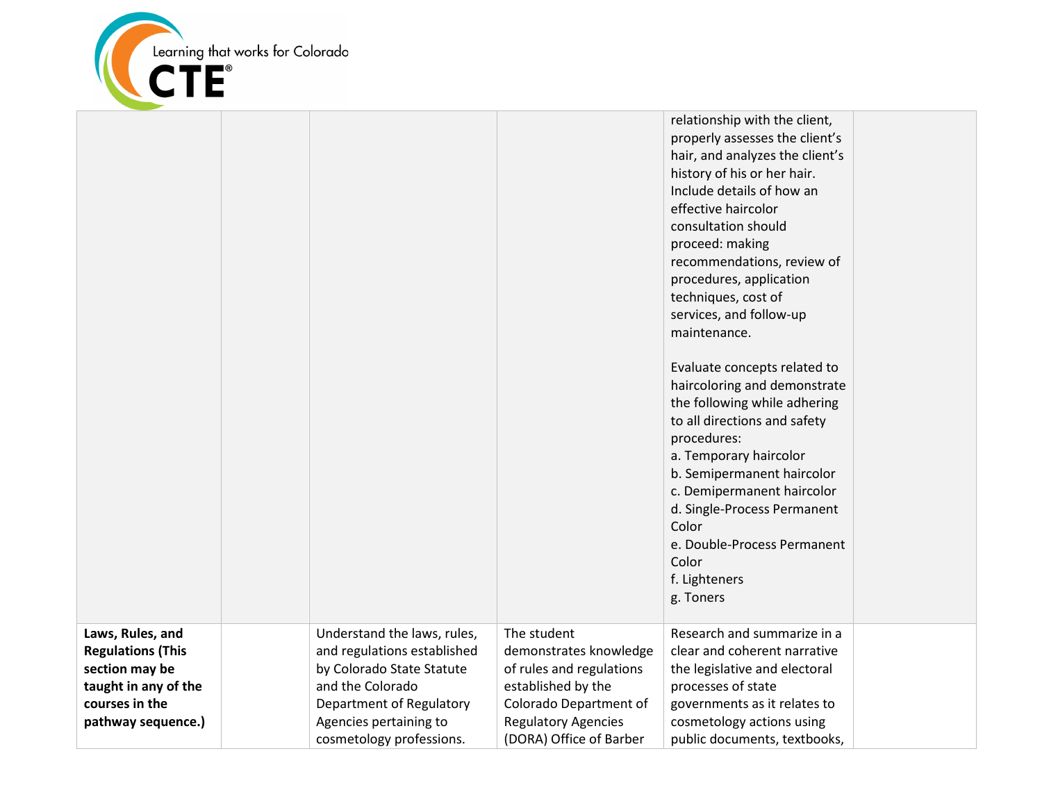| | | | | | |
|---|---|---|---|---|---|
| | | | | relationship with the client, properly assesses the client's hair, and analyzes the client's history of his or her hair. Include details of how an effective haircolor consultation should proceed: making recommendations, review of procedures, application techniques, cost of services, and follow-up maintenance.<br><br>Evaluate concepts related to haircoloring and demonstrate the following while adhering to all directions and safety procedures:<br>a. Temporary haircolor<br>b. Semipermanent haircolor<br>c. Demipermanent haircolor<br>d. Single-Process Permanent Color<br>e. Double-Process Permanent Color<br>f. Lighteners<br>g. Toners | |
| **Laws, Rules, and Regulations (This section may be taught in any of the courses in the pathway sequence.)** | | Understand the laws, rules, and regulations established by Colorado State Statute and the Colorado Department of Regulatory Agencies pertaining to cosmetology professions. | The student demonstrates knowledge of rules and regulations established by the Colorado Department of Regulatory Agencies (DORA) Office of Barber | Research and summarize in a clear and coherent narrative the legislative and electoral processes of state governments as it relates to cosmetology actions using public documents, textbooks, | |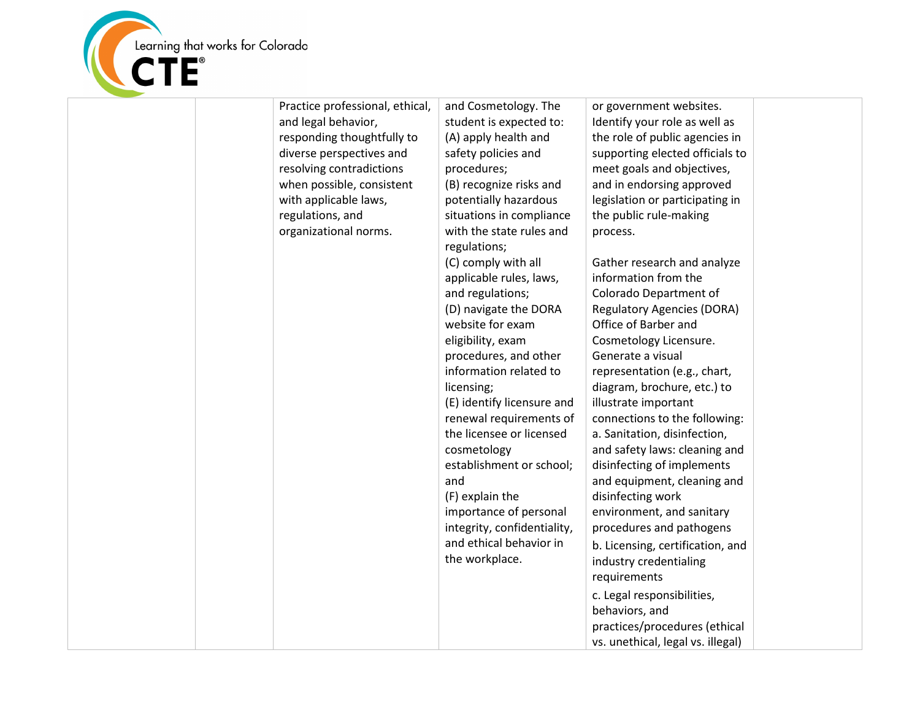| | | | | | |
|---|---|---|---|---|---|
| | | Practice professional, ethical, and legal behavior, responding thoughtfully to diverse perspectives and resolving contradictions when possible, consistent with applicable laws, regulations, and organizational norms. | and Cosmetology. The student is expected to:<br>(A) apply health and safety policies and procedures;<br>(B) recognize risks and potentially hazardous situations in compliance with the state rules and regulations;<br>(C) comply with all applicable rules, laws, and regulations;<br>(D) navigate the DORA website for exam eligibility, exam procedures, and other information related to licensing;<br>(E) identify licensure and renewal requirements of the licensee or licensed cosmetology establishment or school; and<br>(F) explain the importance of personal integrity, confidentiality, and ethical behavior in the workplace. | or government websites. Identify your role as well as the role of public agencies in supporting elected officials to meet goals and objectives, and in endorsing approved legislation or participating in the public rule-making process.<br><br>Gather research and analyze information from the Colorado Department of Regulatory Agencies (DORA) Office of Barber and Cosmetology Licensure. Generate a visual representation (e.g., chart, diagram, brochure, etc.) to illustrate important connections to the following:<br>a. Sanitation, disinfection, and safety laws: cleaning and disinfecting of implements and equipment, cleaning and disinfecting work environment, and sanitary procedures and pathogens<br>b. Licensing, certification, and industry credentialing requirements<br>c. Legal responsibilities, behaviors, and practices/procedures (ethical vs. unethical, legal vs. illegal) | |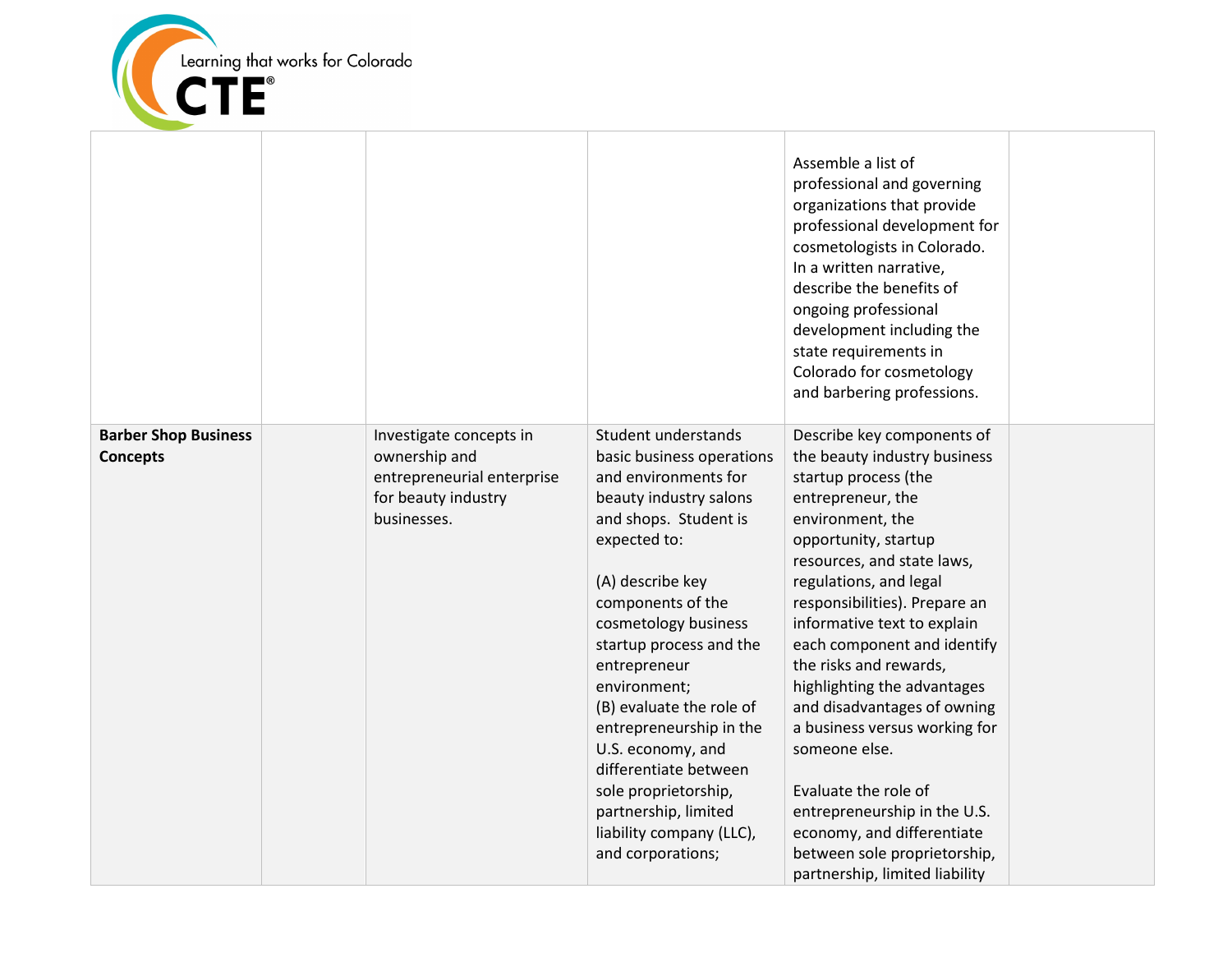| | | | | | |
|---|---|---|---|---|---|
| | | | | Assemble a list of professional and governing organizations that provide professional development for cosmetologists in Colorado. In a written narrative, describe the benefits of ongoing professional development including the state requirements in Colorado for cosmetology and barbering professions. | |
| **Barber Shop Business Concepts** | | Investigate concepts in ownership and entrepreneurial enterprise for beauty industry businesses. | Student understands basic business operations and environments for beauty industry salons and shops. Student is expected to:<br><br>(A) describe key components of the cosmetology business startup process and the entrepreneur environment;<br>(B) evaluate the role of entrepreneurship in the U.S. economy, and differentiate between sole proprietorship, partnership, limited liability company (LLC), and corporations; | Describe key components of the beauty industry business startup process (the entrepreneur, the environment, the opportunity, startup resources, and state laws, regulations, and legal responsibilities). Prepare an informative text to explain each component and identify the risks and rewards, highlighting the advantages and disadvantages of owning a business versus working for someone else.<br><br>Evaluate the role of entrepreneurship in the U.S. economy, and differentiate between sole proprietorship, partnership, limited liability | |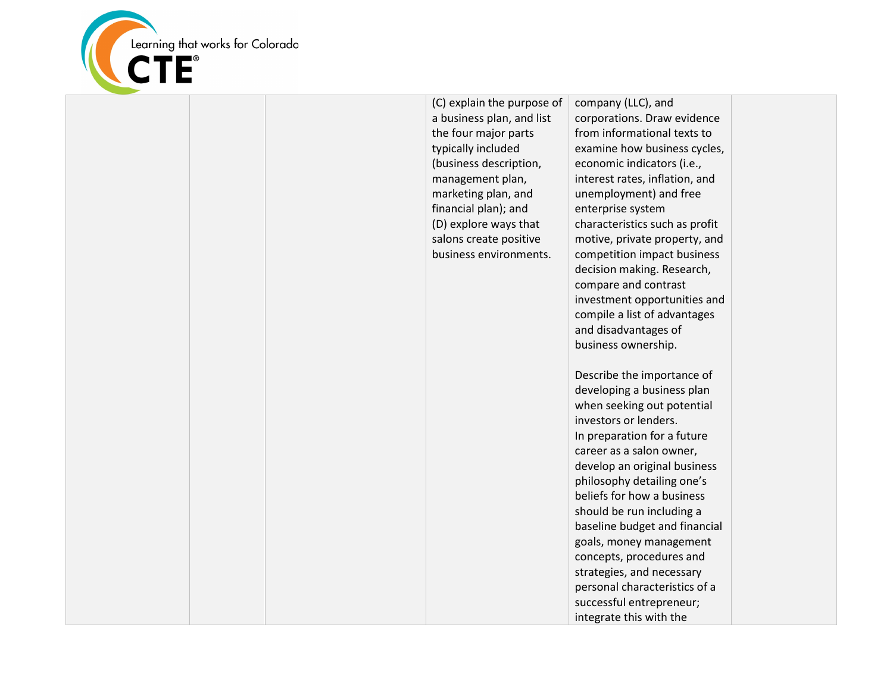|  |  |  | (C) explain the purpose of a business plan, and list the four major parts typically included (business description, management plan, marketing plan, and financial plan); and (D) explore ways that salons create positive business environments. | company (LLC), and corporations. Draw evidence from informational texts to examine how business cycles, economic indicators (i.e., interest rates, inflation, and unemployment) and free enterprise system characteristics such as profit motive, private property, and competition impact business decision making. Research, compare and contrast investment opportunities and compile a list of advantages and disadvantages of business ownership.<br><br>Describe the importance of developing a business plan when seeking out potential investors or lenders. In preparation for a future career as a salon owner, develop an original business philosophy detailing one's beliefs for how a business should be run including a baseline budget and financial goals, money management concepts, procedures and strategies, and necessary personal characteristics of a successful entrepreneur; integrate this with the |  |
|---|---|---|---|---|---|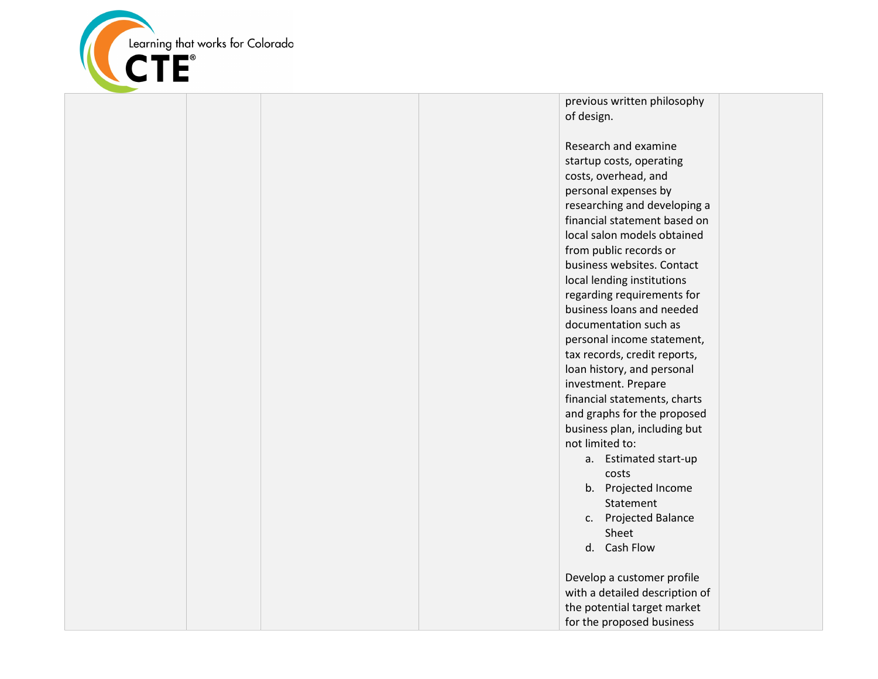| | | | | | |
|---|---|---|---|---|---|
| | | | | previous written philosophy of design.<br><br>Research and examine startup costs, operating costs, overhead, and personal expenses by researching and developing a financial statement based on local salon models obtained from public records or business websites. Contact local lending institutions regarding requirements for business loans and needed documentation such as personal income statement, tax records, credit reports, loan history, and personal investment. Prepare financial statements, charts and graphs for the proposed business plan, including but not limited to:<br>a. Estimated start-up costs<br>b. Projected Income Statement<br>c. Projected Balance Sheet<br>d. Cash Flow<br><br>Develop a customer profile with a detailed description of the potential target market for the proposed business | |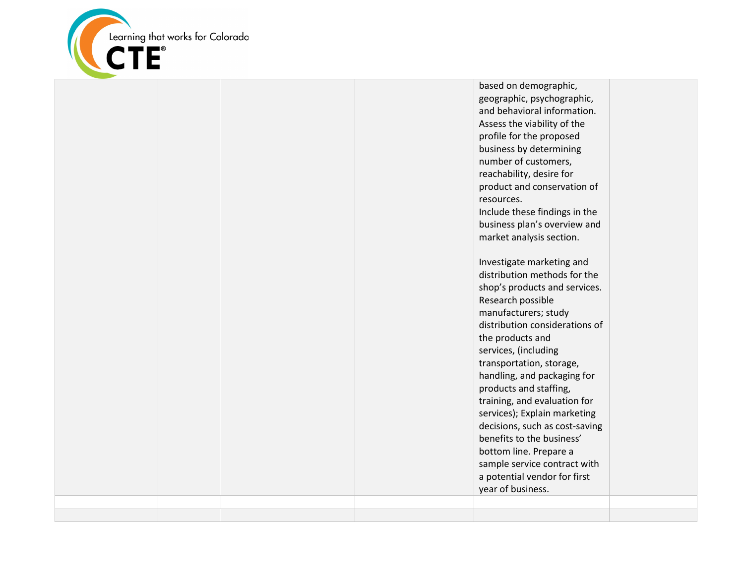| | | | | | |
|---|---|---|---|---|---|
| | | | | based on demographic, geographic, psychographic, and behavioral information. Assess the viability of the profile for the proposed business by determining number of customers, reachability, desire for product and conservation of resources. Include these findings in the business plan's overview and market analysis section.<br><br>Investigate marketing and distribution methods for the shop's products and services. Research possible manufacturers; study distribution considerations of the products and services, (including transportation, storage, handling, and packaging for products and staffing, training, and evaluation for services); Explain marketing decisions, such as cost-saving benefits to the business' bottom line. Prepare a sample service contract with a potential vendor for first year of business. | |
| | | | | | |
| | | | | | |